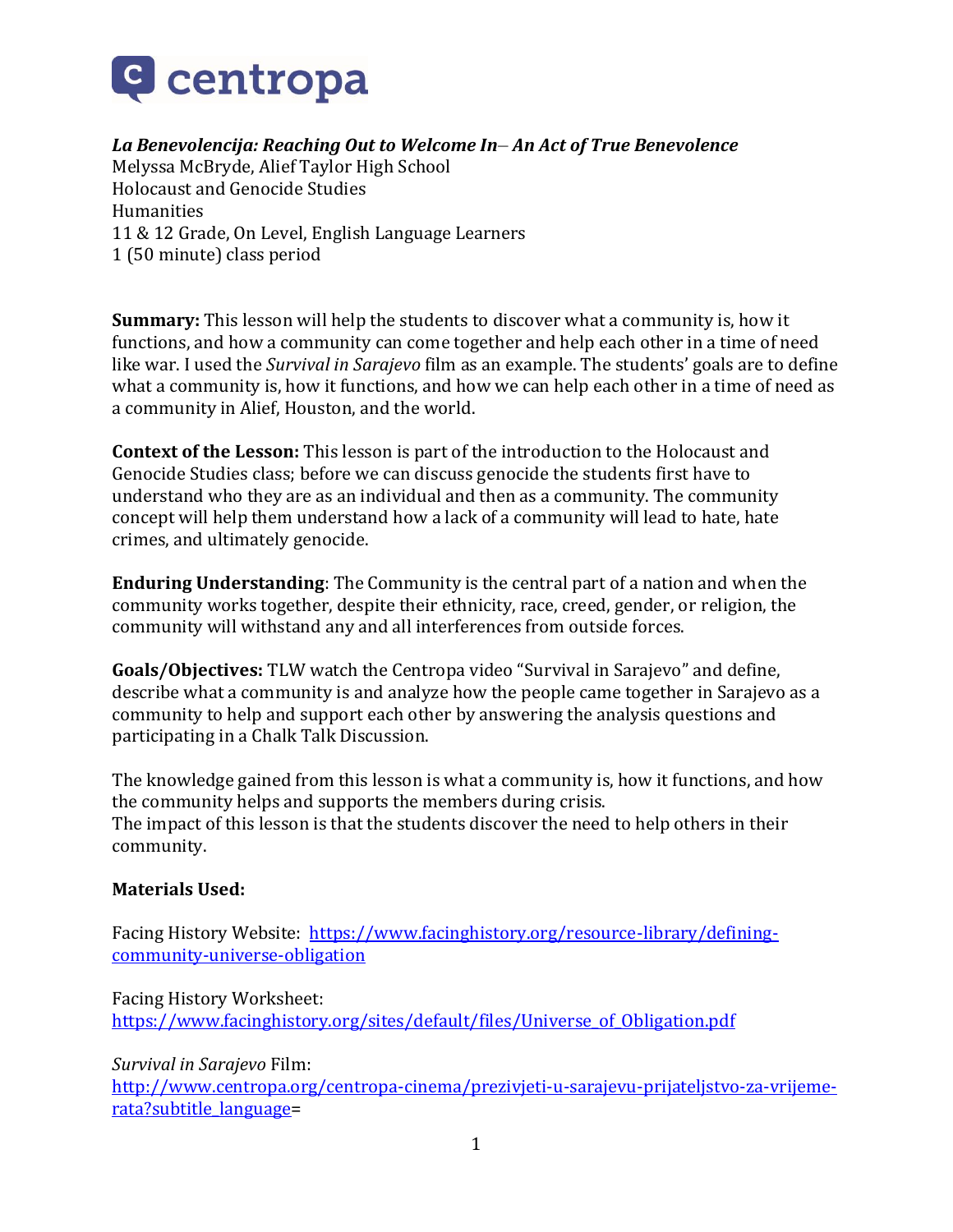centropa

***La Benevolencija: Reaching Out to Welcome In– An Act of True Benevolence***
Melyssa McBryde, Alief Taylor High School
Holocaust and Genocide Studies
Humanities
11 & 12 Grade, On Level, English Language Learners
1 (50 minute) class period

**Summary:** This lesson will help the students to discover what a community is, how it functions, and how a community can come together and help each other in a time of need like war. I used the *Survival in Sarajevo* film as an example. The students' goals are to define what a community is, how it functions, and how we can help each other in a time of need as a community in Alief, Houston, and the world.

**Context of the Lesson:** This lesson is part of the introduction to the Holocaust and Genocide Studies class; before we can discuss genocide the students first have to understand who they are as an individual and then as a community. The community concept will help them understand how a lack of a community will lead to hate, hate crimes, and ultimately genocide.

**Enduring Understanding**: The Community is the central part of a nation and when the community works together, despite their ethnicity, race, creed, gender, or religion, the community will withstand any and all interferences from outside forces.

**Goals/Objectives:** TLW watch the Centropa video "Survival in Sarajevo" and define, describe what a community is and analyze how the people came together in Sarajevo as a community to help and support each other by answering the analysis questions and participating in a Chalk Talk Discussion.

The knowledge gained from this lesson is what a community is, how it functions, and how the community helps and supports the members during crisis.
The impact of this lesson is that the students discover the need to help others in their community.

**Materials Used:**

Facing History Website: [https://www.facinghistory.org/resource-library/defining-community-universe-obligation](https://www.facinghistory.org/resource-library/defining-community-universe-obligation)

Facing History Worksheet:
[https://www.facinghistory.org/sites/default/files/Universe_of_Obligation.pdf](https://www.facinghistory.org/sites/default/files/Universe_of_Obligation.pdf)

*Survival in Sarajevo* Film:
[http://www.centropa.org/centropa-cinema/prezivjeti-u-sarajevu-prijateljstvo-za-vrijeme-rata?subtitle_language](http://www.centropa.org/centropa-cinema/prezivjeti-u-sarajevu-prijateljstvo-za-vrijeme-rata?subtitle_language)=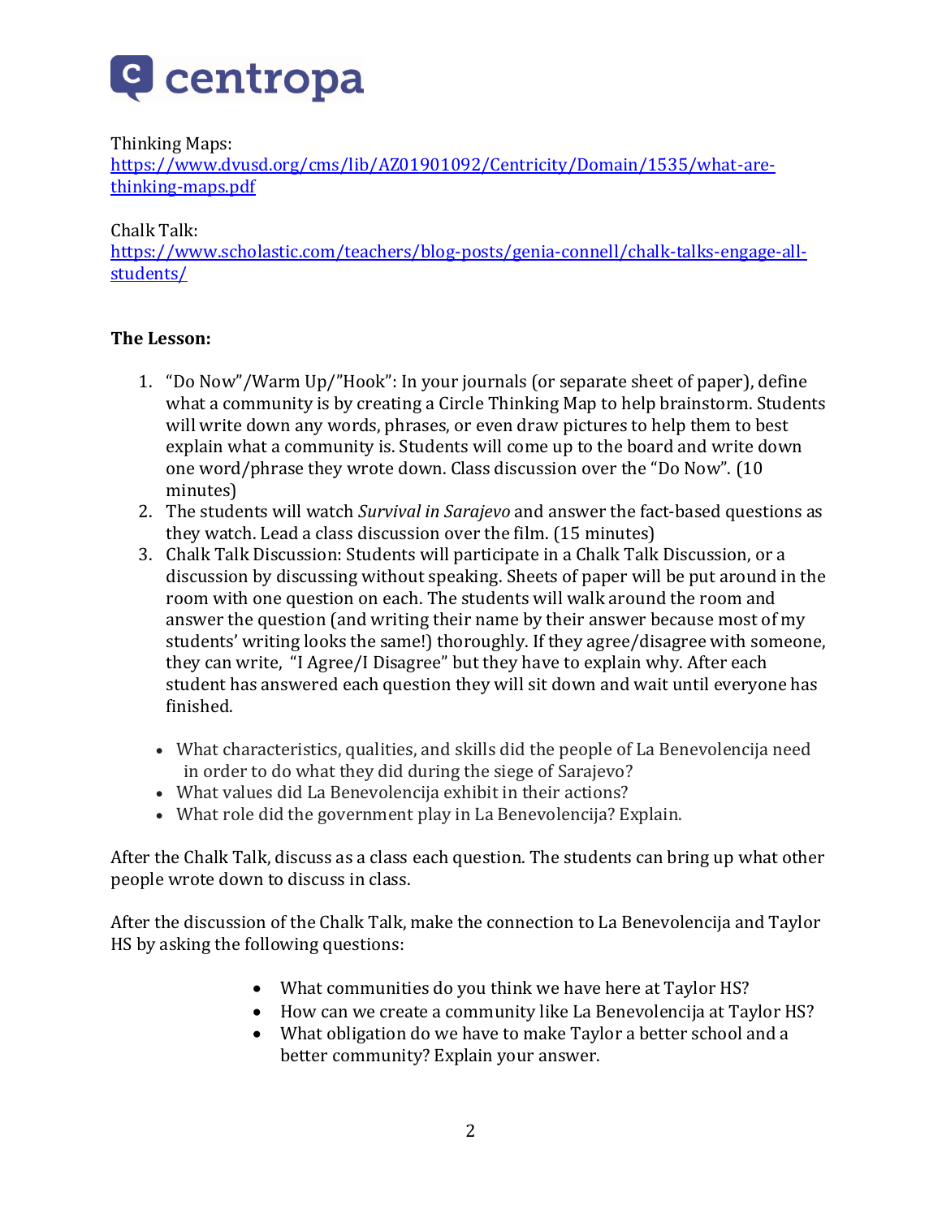Thinking Maps:
[https://www.dvusd.org/cms/lib/AZ01901092/Centricity/Domain/1535/what-are-thinking-maps.pdf](https://www.dvusd.org/cms/lib/AZ01901092/Centricity/Domain/1535/what-are-thinking-maps.pdf)

Chalk Talk:
[https://www.scholastic.com/teachers/blog-posts/genia-connell/chalk-talks-engage-all-students/](https://www.scholastic.com/teachers/blog-posts/genia-connell/chalk-talks-engage-all-students/)

**The Lesson:**

1. "Do Now"/Warm Up/"Hook": In your journals (or separate sheet of paper), define what a community is by creating a Circle Thinking Map to help brainstorm. Students will write down any words, phrases, or even draw pictures to help them to best explain what a community is. Students will come up to the board and write down one word/phrase they wrote down. Class discussion over the "Do Now". (10 minutes)
2. The students will watch *Survival in Sarajevo* and answer the fact-based questions as they watch. Lead a class discussion over the film. (15 minutes)
3. Chalk Talk Discussion: Students will participate in a Chalk Talk Discussion, or a discussion by discussing without speaking. Sheets of paper will be put around in the room with one question on each. The students will walk around the room and answer the question (and writing their name by their answer because most of my students' writing looks the same!) thoroughly. If they agree/disagree with someone, they can write, "I Agree/I Disagree" but they have to explain why. After each student has answered each question they will sit down and wait until everyone has finished.

- What characteristics, qualities, and skills did the people of La Benevolencija need in order to do what they did during the siege of Sarajevo?
- What values did La Benevolencija exhibit in their actions?
- What role did the government play in La Benevolencija? Explain.

After the Chalk Talk, discuss as a class each question. The students can bring up what other people wrote down to discuss in class.

After the discussion of the Chalk Talk, make the connection to La Benevolencija and Taylor HS by asking the following questions:

- What communities do you think we have here at Taylor HS?
- How can we create a community like La Benevolencija at Taylor HS?
- What obligation do we have to make Taylor a better school and a better community? Explain your answer.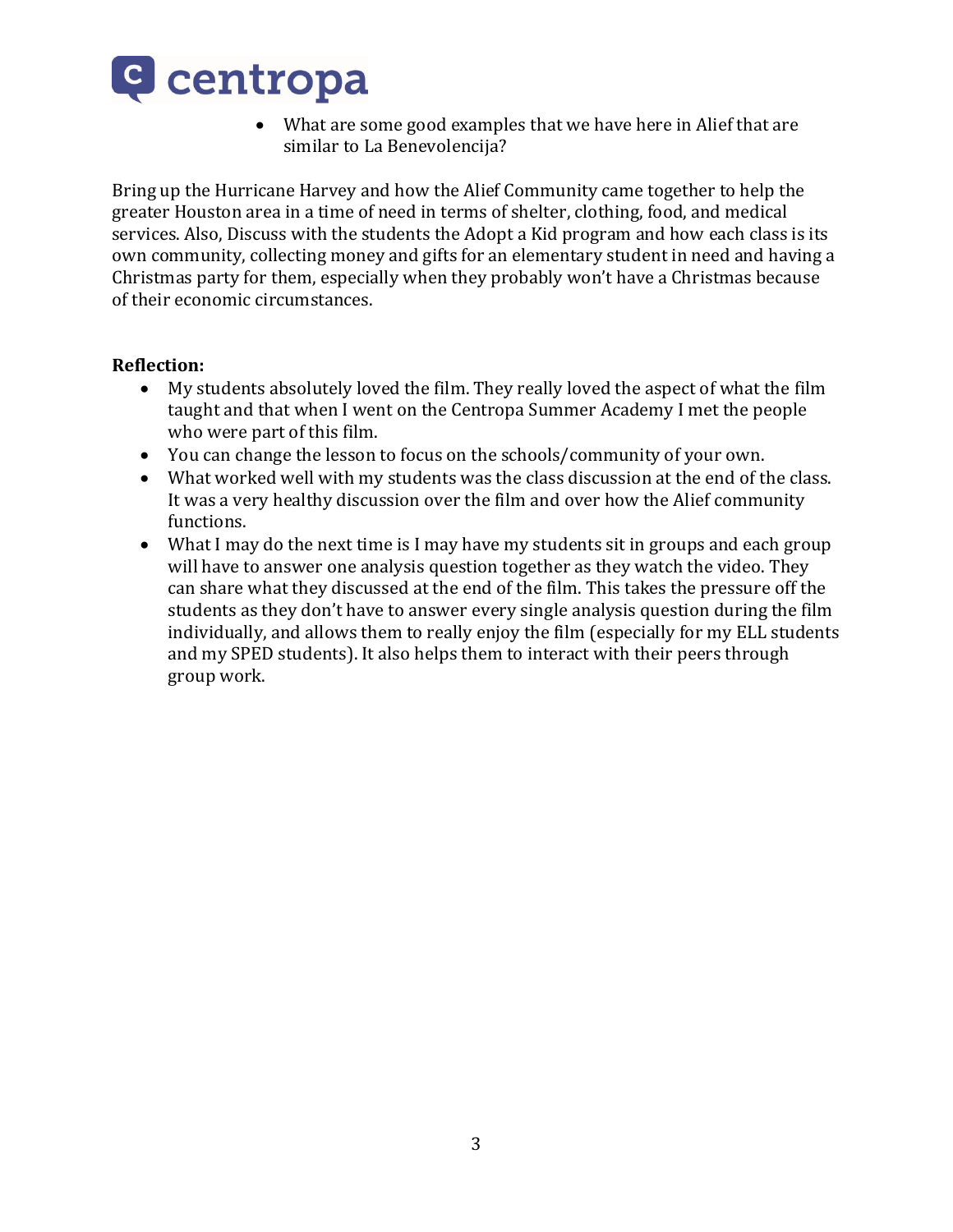- What are some good examples that we have here in Alief that are similar to La Benevolencija?

Bring up the Hurricane Harvey and how the Alief Community came together to help the greater Houston area in a time of need in terms of shelter, clothing, food, and medical services. Also, Discuss with the students the Adopt a Kid program and how each class is its own community, collecting money and gifts for an elementary student in need and having a Christmas party for them, especially when they probably won't have a Christmas because of their economic circumstances.

**Reflection:**

- My students absolutely loved the film. They really loved the aspect of what the film taught and that when I went on the Centropa Summer Academy I met the people who were part of this film.
- You can change the lesson to focus on the schools/community of your own.
- What worked well with my students was the class discussion at the end of the class. It was a very healthy discussion over the film and over how the Alief community functions.
- What I may do the next time is I may have my students sit in groups and each group will have to answer one analysis question together as they watch the video. They can share what they discussed at the end of the film. This takes the pressure off the students as they don't have to answer every single analysis question during the film individually, and allows them to really enjoy the film (especially for my ELL students and my SPED students). It also helps them to interact with their peers through group work.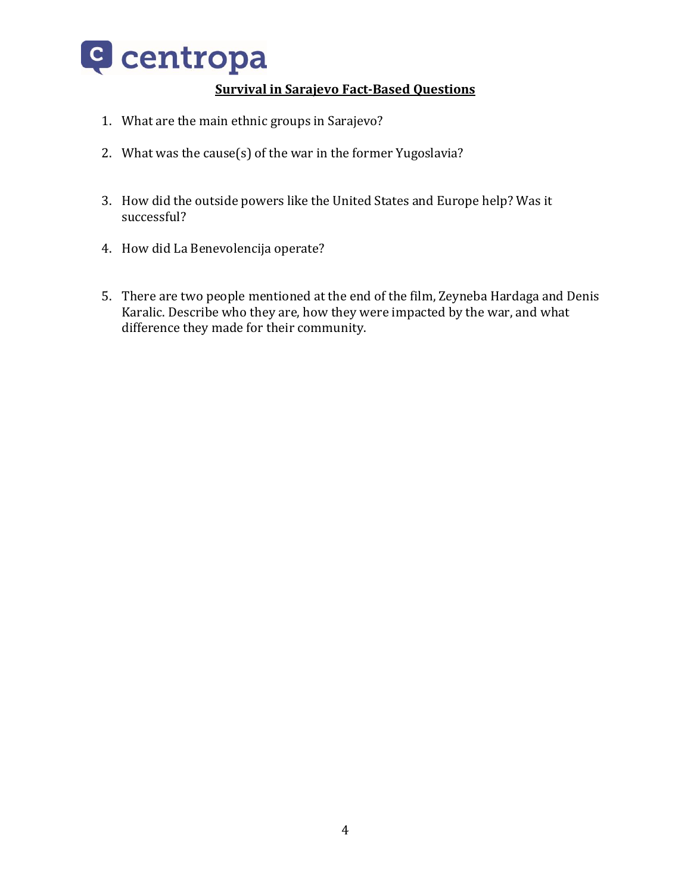centropa

**Survival in Sarajevo Fact-Based Questions**

1. What are the main ethnic groups in Sarajevo?

2. What was the cause(s) of the war in the former Yugoslavia?

3. How did the outside powers like the United States and Europe help? Was it successful?

4. How did La Benevolencija operate?

5. There are two people mentioned at the end of the film, Zeyneba Hardaga and Denis Karalic. Describe who they are, how they were impacted by the war, and what difference they made for their community.